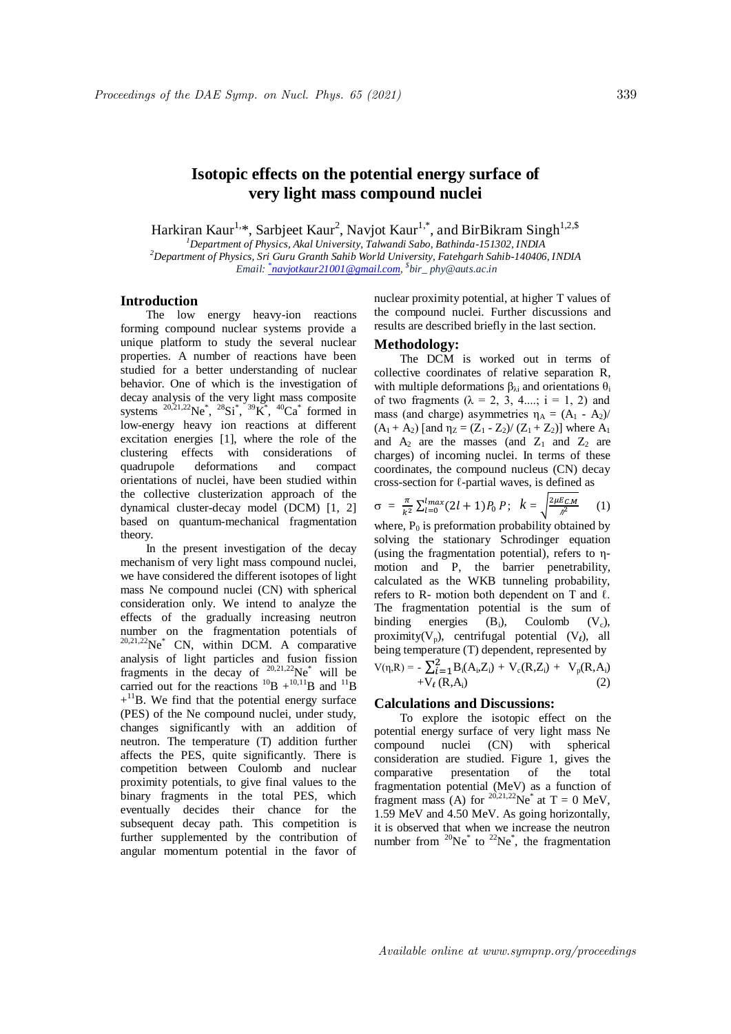# Isotopic effects on the potential energy surface of very light mass compound nuclei

Harkiran Kaur[1,*], Sarbjeet Kaur[2], Navjot Kaur[1,*], and BirBikram Singh[1,2,$]

[1]Department of Physics, Akal University, Talwandi Sabo, Bathinda-151302, INDIA
[2]Department of Physics, Sri Guru Granth Sahib World University, Fatehgarh Sahib-140406, INDIA
Email: [*]navjotkaur21001@gmail.com, [$]bir_ phy@auts.ac.in

## Introduction

The low energy heavy-ion reactions forming compound nuclear systems provide a unique platform to study the several nuclear properties. A number of reactions have been studied for a better understanding of nuclear behavior. One of which is the investigation of decay analysis of the very light mass composite systems $^{20,21,22}Ne^*$, $^{28}Si^*$, $^{39}K^*$, $^{40}Ca^*$ formed in low-energy heavy ion reactions at different excitation energies [1], where the role of the clustering effects with considerations of quadrupole deformations and compact orientations of nuclei, have been studied within the collective clusterization approach of the dynamical cluster-decay model (DCM) [1, 2] based on quantum-mechanical fragmentation theory.

In the present investigation of the decay mechanism of very light mass compound nuclei, we have considered the different isotopes of light mass Ne compound nuclei (CN) with spherical consideration only. We intend to analyze the effects of the gradually increasing neutron number on the fragmentation potentials of $^{20,21,22}Ne^*$ CN, within DCM. A comparative analysis of light particles and fusion fission fragments in the decay of $^{20,21,22}Ne^*$ will be carried out for the reactions $^{10}B + ^{10,11}B$ and $^{11}B + ^{11}B$. We find that the potential energy surface (PES) of the Ne compound nuclei, under study, changes significantly with an addition of neutron. The temperature (T) addition further affects the PES, quite significantly. There is competition between Coulomb and nuclear proximity potentials, to give final values to the binary fragments in the total PES, which eventually decides their chance for the subsequent decay path. This competition is further supplemented by the contribution of angular momentum potential in the favor of nuclear proximity potential, at higher T values of the compound nuclei. Further discussions and results are described briefly in the last section.

## Methodology:

The DCM is worked out in terms of collective coordinates of relative separation R, with multiple deformations $\beta_{\lambda i}$ and orientations $\theta_i$ of two fragments ($\lambda$ = 2, 3, 4....; i = 1, 2) and mass (and charge) asymmetries $\eta_A = (A_1 - A_2)/(A_1 + A_2)$ [and $\eta_Z = (Z_1 - Z_2)/(Z_1 + Z_2)$] where $A_1$ and $A_2$ are the masses (and $Z_1$ and $Z_2$ are charges) of incoming nuclei. In terms of these coordinates, the compound nucleus (CN) decay cross-section for $\ell$-partial waves, is defined as

$$\sigma = \frac{\pi}{k^2}\sum_{l=0}^{l_{max}}(2l+1)P_0 P; \quad k = \sqrt{\frac{2\mu E_{C.M}}{\hbar^2}} \qquad (1)$$

where, $P_0$ is preformation probability obtained by solving the stationary Schrodinger equation (using the fragmentation potential), refers to $\eta$-motion and P, the barrier penetrability, calculated as the WKB tunneling probability, refers to R- motion both dependent on T and $\ell$. The fragmentation potential is the sum of binding energies ($B_i$), Coulomb ($V_c$), proximity($V_p$), centrifugal potential ($V_\ell$), all being temperature (T) dependent, represented by

$$V(\eta,R) = -\sum_{i=1}^{2}B_i(A_i,Z_i) + V_c(R,Z_i) + V_p(R,A_i) + V_\ell(R,A_i) \qquad (2)$$

## Calculations and Discussions:

To explore the isotopic effect on the potential energy surface of very light mass Ne compound nuclei (CN) with spherical consideration are studied. Figure 1, gives the comparative presentation of the total fragmentation potential (MeV) as a function of fragment mass (A) for $^{20,21,22}Ne^*$ at T = 0 MeV, 1.59 MeV and 4.50 MeV. As going horizontally, it is observed that when we increase the neutron number from $^{20}Ne^*$ to $^{22}Ne^*$, the fragmentation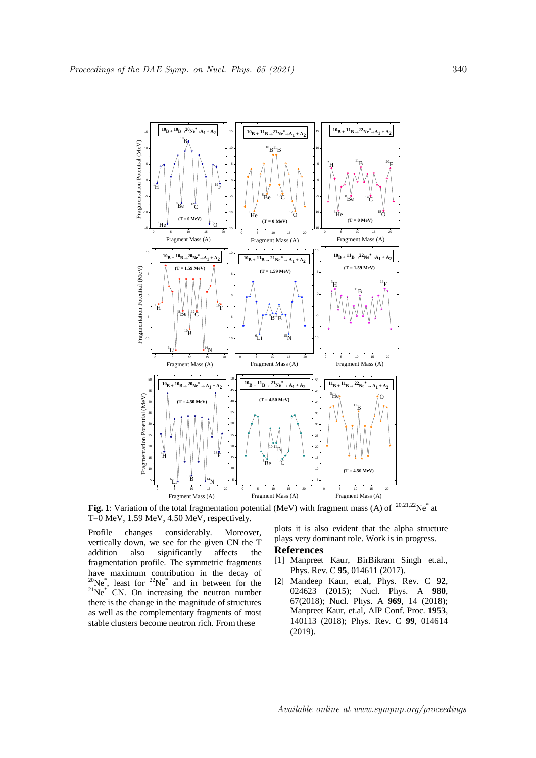**Fig. 1**: Variation of the total fragmentation potential (MeV) with fragment mass (A) of $^{20,21,22}Ne^*$ at T=0 MeV, 1.59 MeV, 4.50 MeV, respectively.

Profile changes considerably. Moreover, vertically down, we see for the given CN the T addition also significantly affects the fragmentation profile. The symmetric fragments have maximum contribution in the decay of $^{20}Ne^*$, least for $^{22}Ne^*$ and in between for the $^{21}Ne^*$ CN. On increasing the neutron number there is the change in the magnitude of structures as well as the complementary fragments of most stable clusters become neutron rich. From these plots it is also evident that the alpha structure plays very dominant role. Work is in progress.

## References

[1] Manpreet Kaur, BirBikram Singh et.al., Phys. Rev. C **95**, 014611 (2017).

[2] Mandeep Kaur, et.al, Phys. Rev. C **92**, 024623 (2015); Nucl. Phys. A **980**, 67(2018); Nucl. Phys. A **969**, 14 (2018); Manpreet Kaur, et.al, AIP Conf. Proc. **1953**, 140113 (2018); Phys. Rev. C **99**, 014614 (2019).